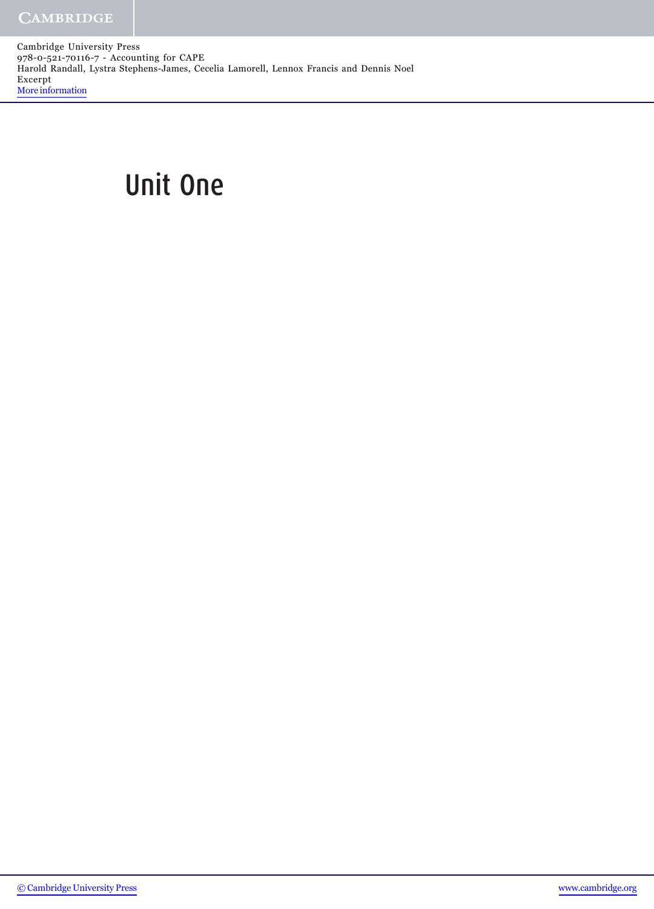# Unit One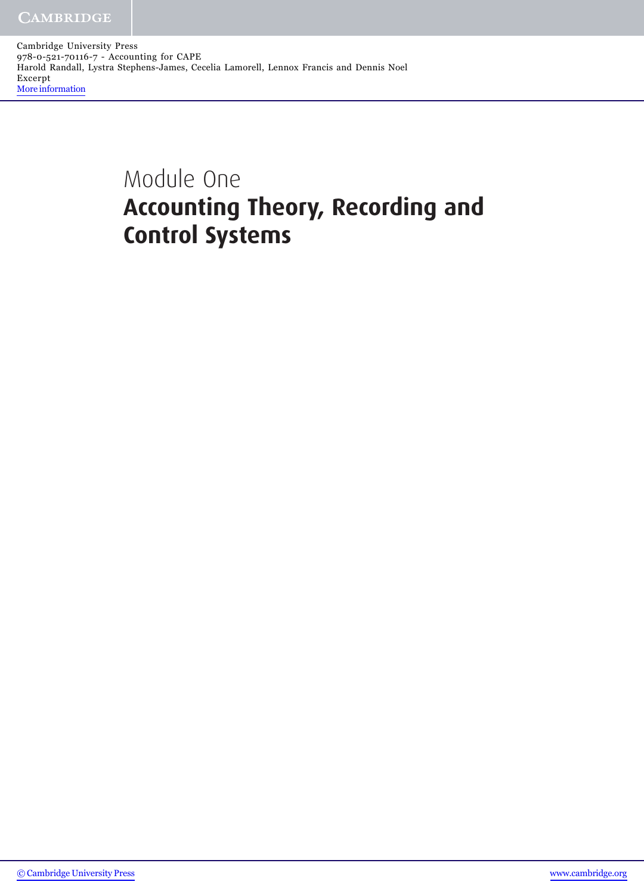# Module One

## Accounting Theory, Recording and Control Systems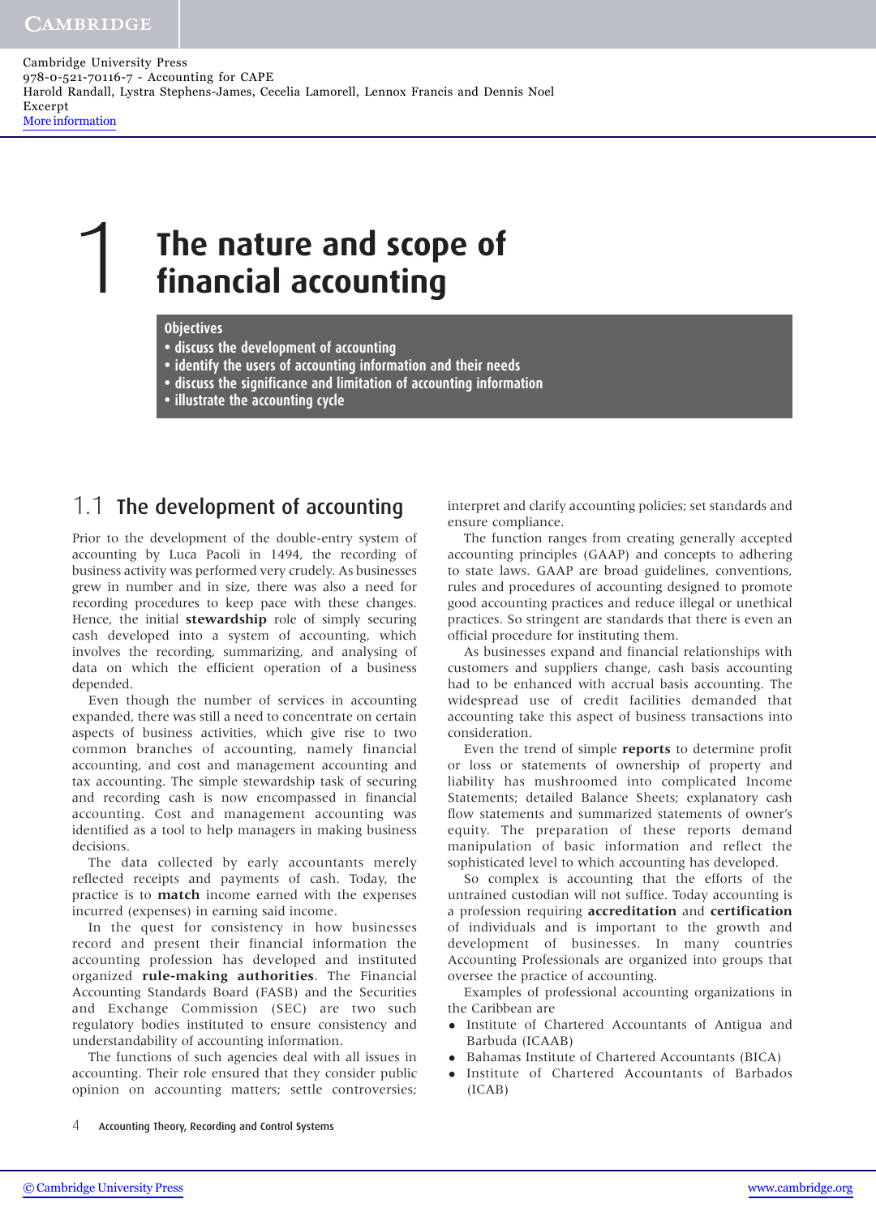# 1 The nature and scope of financial accounting

**Objectives**
- discuss the development of accounting
- identify the users of accounting information and their needs
- discuss the significance and limitation of accounting information
- illustrate the accounting cycle

## 1.1 The development of accounting

Prior to the development of the double-entry system of accounting by Luca Pacoli in 1494, the recording of business activity was performed very crudely. As businesses grew in number and in size, there was also a need for recording procedures to keep pace with these changes. Hence, the initial **stewardship** role of simply securing cash developed into a system of accounting, which involves the recording, summarizing, and analysing of data on which the efficient operation of a business depended.

Even though the number of services in accounting expanded, there was still a need to concentrate on certain aspects of business activities, which give rise to two common branches of accounting, namely financial accounting, and cost and management accounting and tax accounting. The simple stewardship task of securing and recording cash is now encompassed in financial accounting. Cost and management accounting was identified as a tool to help managers in making business decisions.

The data collected by early accountants merely reflected receipts and payments of cash. Today, the practice is to **match** income earned with the expenses incurred (expenses) in earning said income.

In the quest for consistency in how businesses record and present their financial information the accounting profession has developed and instituted organized **rule-making authorities**. The Financial Accounting Standards Board (FASB) and the Securities and Exchange Commission (SEC) are two such regulatory bodies instituted to ensure consistency and understandability of accounting information.

The functions of such agencies deal with all issues in accounting. Their role ensured that they consider public opinion on accounting matters; settle controversies; interpret and clarify accounting policies; set standards and ensure compliance.

The function ranges from creating generally accepted accounting principles (GAAP) and concepts to adhering to state laws. GAAP are broad guidelines, conventions, rules and procedures of accounting designed to promote good accounting practices and reduce illegal or unethical practices. So stringent are standards that there is even an official procedure for instituting them.

As businesses expand and financial relationships with customers and suppliers change, cash basis accounting had to be enhanced with accrual basis accounting. The widespread use of credit facilities demanded that accounting take this aspect of business transactions into consideration.

Even the trend of simple **reports** to determine profit or loss or statements of ownership of property and liability has mushroomed into complicated Income Statements; detailed Balance Sheets; explanatory cash flow statements and summarized statements of owner's equity. The preparation of these reports demand manipulation of basic information and reflect the sophisticated level to which accounting has developed.

So complex is accounting that the efforts of the untrained custodian will not suffice. Today accounting is a profession requiring **accreditation** and **certification** of individuals and is important to the growth and development of businesses. In many countries Accounting Professionals are organized into groups that oversee the practice of accounting.

Examples of professional accounting organizations in the Caribbean are

- Institute of Chartered Accountants of Antigua and Barbuda (ICAAB)
- Bahamas Institute of Chartered Accountants (BICA)
- Institute of Chartered Accountants of Barbados (ICAB)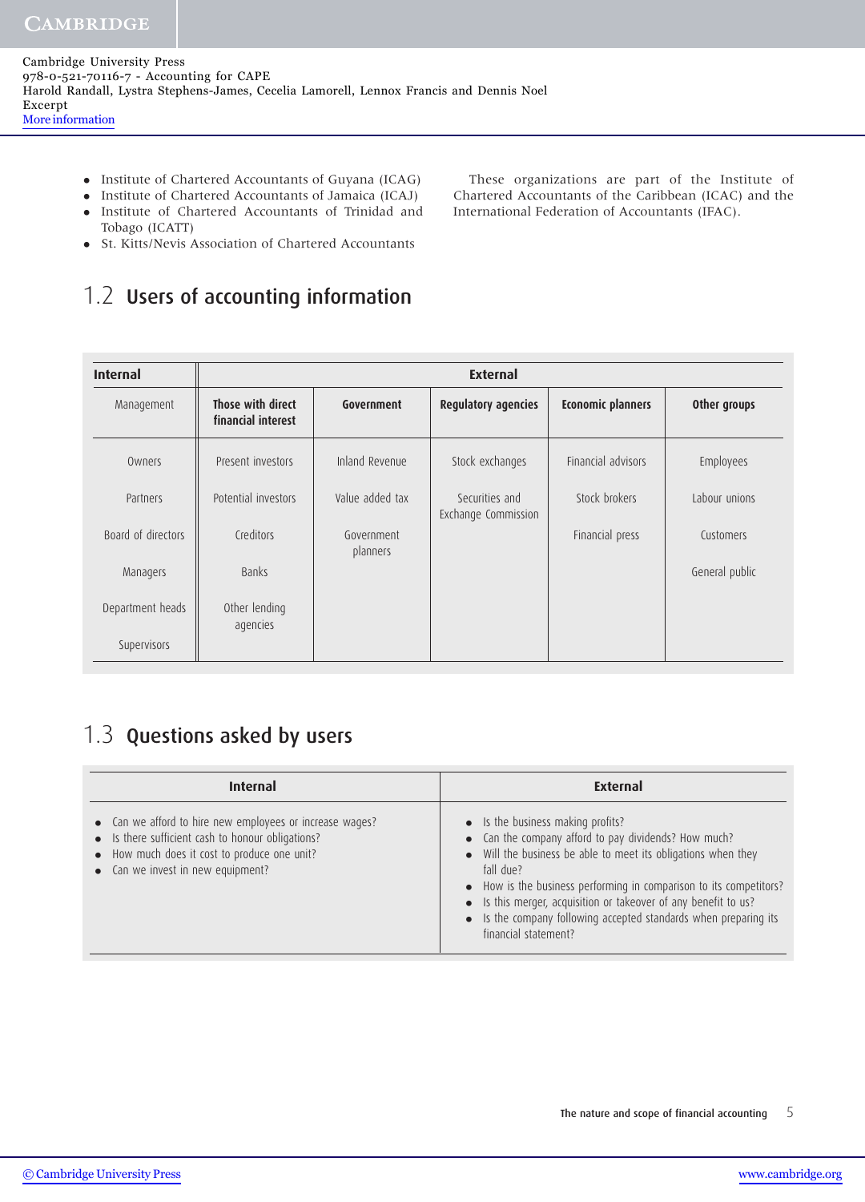- Institute of Chartered Accountants of Guyana (ICAG)
- Institute of Chartered Accountants of Jamaica (ICAJ)
- Institute of Chartered Accountants of Trinidad and Tobago (ICATT)
- St. Kitts/Nevis Association of Chartered Accountants

These organizations are part of the Institute of Chartered Accountants of the Caribbean (ICAC) and the International Federation of Accountants (IFAC).

## 1.2 Users of accounting information

| Internal | External | | | | |
|---|---|---|---|---|---|
| Management | **Those with direct financial interest** | **Government** | **Regulatory agencies** | **Economic planners** | **Other groups** |
| Owners | Present investors | Inland Revenue | Stock exchanges | Financial advisors | Employees |
| Partners | Potential investors | Value added tax | Securities and Exchange Commission | Stock brokers | Labour unions |
| Board of directors | Creditors | Government planners | | Financial press | Customers |
| Managers | Banks | | | | General public |
| Department heads | Other lending agencies | | | | |
| Supervisors | | | | | |

## 1.3 Questions asked by users

| Internal | External |
|---|---|
| • Can we afford to hire new employees or increase wages?<br>• Is there sufficient cash to honour obligations?<br>• How much does it cost to produce one unit?<br>• Can we invest in new equipment? | • Is the business making profits?<br>• Can the company afford to pay dividends? How much?<br>• Will the business be able to meet its obligations when they fall due?<br>• How is the business performing in comparison to its competitors?<br>• Is this merger, acquisition or takeover of any benefit to us?<br>• Is the company following accepted standards when preparing its financial statement? |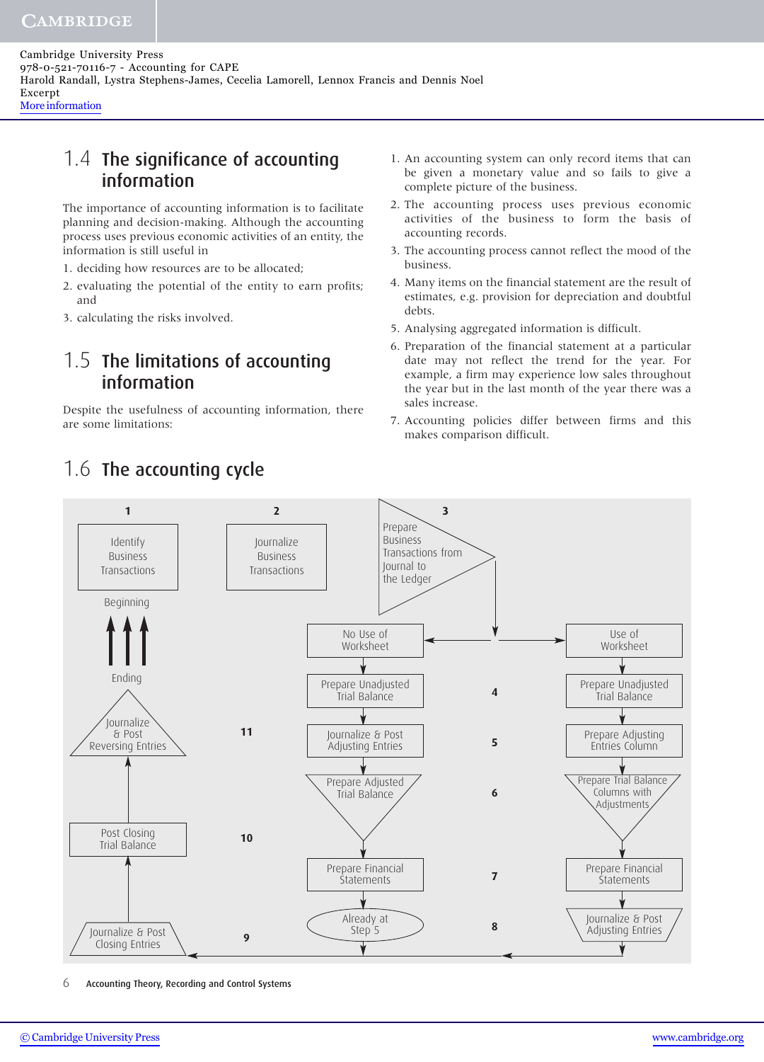## 1.4 The significance of accounting information

The importance of accounting information is to facilitate planning and decision-making. Although the accounting process uses previous economic activities of an entity, the information is still useful in

1. deciding how resources are to be allocated;
2. evaluating the potential of the entity to earn profits; and
3. calculating the risks involved.

## 1.5 The limitations of accounting information

Despite the usefulness of accounting information, there are some limitations:

1. An accounting system can only record items that can be given a monetary value and so fails to give a complete picture of the business.
2. The accounting process uses previous economic activities of the business to form the basis of accounting records.
3. The accounting process cannot reflect the mood of the business.
4. Many items on the financial statement are the result of estimates, e.g. provision for depreciation and doubtful debts.
5. Analysing aggregated information is difficult.
6. Preparation of the financial statement at a particular date may not reflect the trend for the year. For example, a firm may experience low sales throughout the year but in the last month of the year there was a sales increase.
7. Accounting policies differ between firms and this makes comparison difficult.

## 1.6 The accounting cycle

1 Identify Business Transactions

2 Journalize Business Transactions

3 Prepare Business Transactions from Journal to the Ledger

| Step | No Use of Worksheet | Use of Worksheet |
|---|---|---|
| 4 | Prepare Unadjusted Trial Balance | Prepare Unadjusted Trial Balance |
| 5 | Journalize & Post Adjusting Entries | Prepare Adjusting Entries Column |
| 6 | Prepare Adjusted Trial Balance | Prepare Trial Balance Columns with Adjustments |
| 7 | Prepare Financial Statements | Prepare Financial Statements |
| 8 | Already at Step 5 | Journalize & Post Adjusting Entries |

9 Journalize & Post Closing Entries

10 Post Closing Trial Balance

11 Journalize & Post Reversing Entries

Ending → Beginning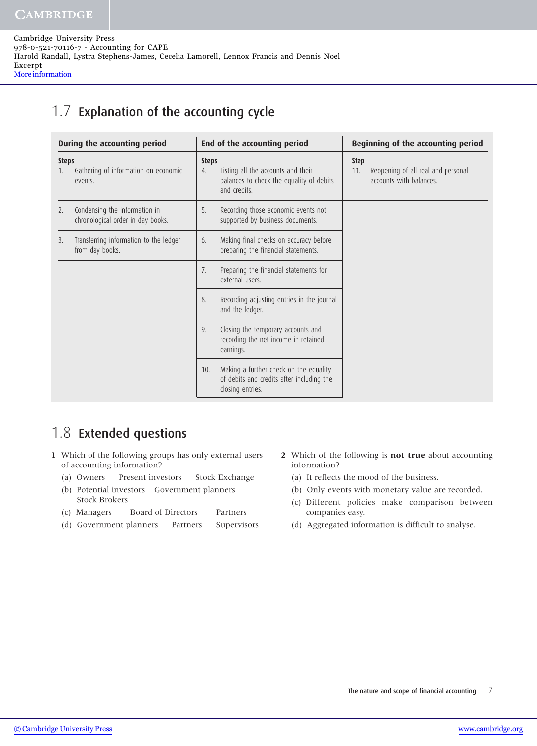## 1.7 Explanation of the accounting cycle

| During the accounting period | End of the accounting period | Beginning of the accounting period |
|---|---|---|
| **Steps**<br>1. Gathering of information on economic events. | **Steps**<br>4. Listing all the accounts and their balances to check the equality of debits and credits. | **Step**<br>11. Reopening of all real and personal accounts with balances. |
| 2. Condensing the information in chronological order in day books. | 5. Recording those economic events not supported by business documents. | |
| 3. Transferring information to the ledger from day books. | 6. Making final checks on accuracy before preparing the financial statements. | |
| | 7. Preparing the financial statements for external users. | |
| | 8. Recording adjusting entries in the journal and the ledger. | |
| | 9. Closing the temporary accounts and recording the net income in retained earnings. | |
| | 10. Making a further check on the equality of debits and credits after including the closing entries. | |

## 1.8 Extended questions

**1** Which of the following groups has only external users of accounting information?

(a) Owners  Present investors  Stock Exchange

(b) Potential investors  Government planners  Stock Brokers

(c) Managers  Board of Directors  Partners

(d) Government planners  Partners  Supervisors

**2** Which of the following is **not true** about accounting information?

(a) It reflects the mood of the business.

(b) Only events with monetary value are recorded.

(c) Different policies make comparison between companies easy.

(d) Aggregated information is difficult to analyse.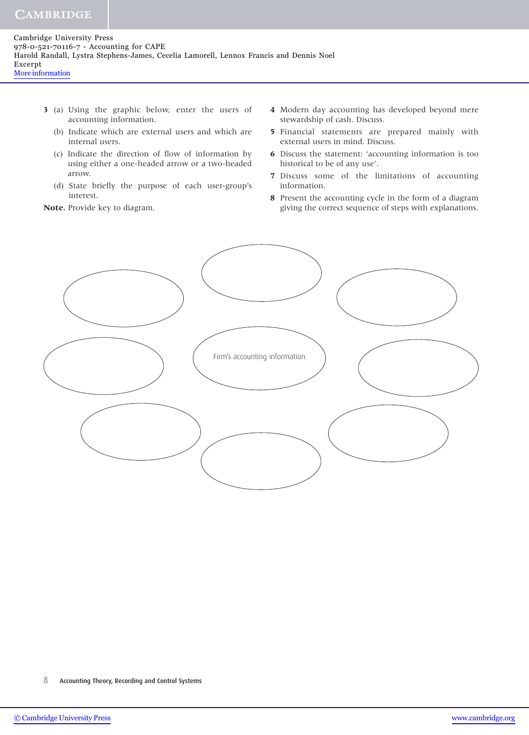3 (a) Using the graphic below, enter the users of accounting information.

   (b) Indicate which are external users and which are internal users.

   (c) Indicate the direction of flow of information by using either a one-headed arrow or a two-headed arrow.

   (d) State briefly the purpose of each user-group's interest.

**Note.** Provide key to diagram.

4 Modern day accounting has developed beyond mere stewardship of cash. Discuss.

5 Financial statements are prepared mainly with external users in mind. Discuss.

6 Discuss the statement: 'accounting information is too historical to be of any use'.

7 Discuss some of the limitations of accounting information.

8 Present the accounting cycle in the form of a diagram giving the correct sequence of steps with explanations.

Firm's accounting information